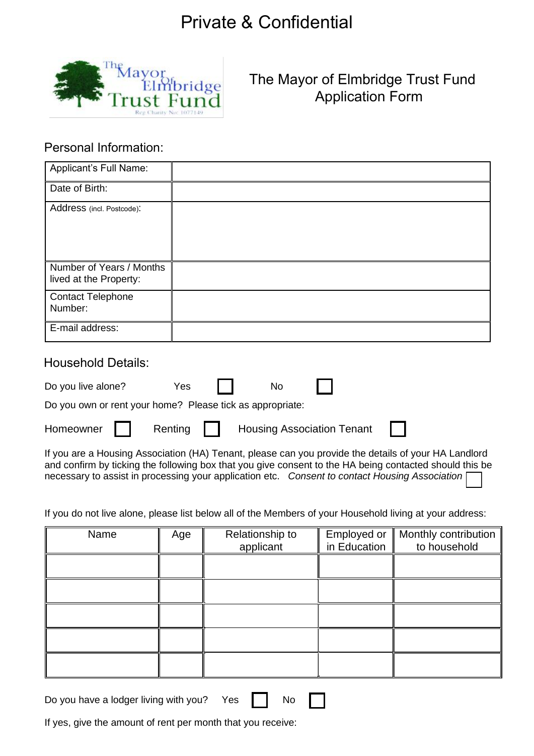# Private & Confidential

## The Mayor of Elmbridge Trust Fund Application Form

### Personal Information:

| Applicant's Full Name: | |
|---|---|
| Date of Birth: | |
| Address (incl. Postcode): | |
| Number of Years / Months lived at the Property: | |
| Contact Telephone Number: | |
| E-mail address: | |

### Household Details:

Do you live alone? Yes ☐ No ☐

Do you own or rent your home? Please tick as appropriate:

Homeowner ☐ Renting ☐ Housing Association Tenant ☐

If you are a Housing Association (HA) Tenant, please can you provide the details of your HA Landlord and confirm by ticking the following box that you give consent to the HA being contacted should this be necessary to assist in processing your application etc. *Consent to contact Housing Association* ☐

If you do not live alone, please list below all of the Members of your Household living at your address:

| Name | Age | Relationship to applicant | Employed or in Education | Monthly contribution to household |
|---|---|---|---|---|
| | | | | |
| | | | | |
| | | | | |
| | | | | |
| | | | | |

Do you have a lodger living with you? Yes ☐ No ☐

If yes, give the amount of rent per month that you receive: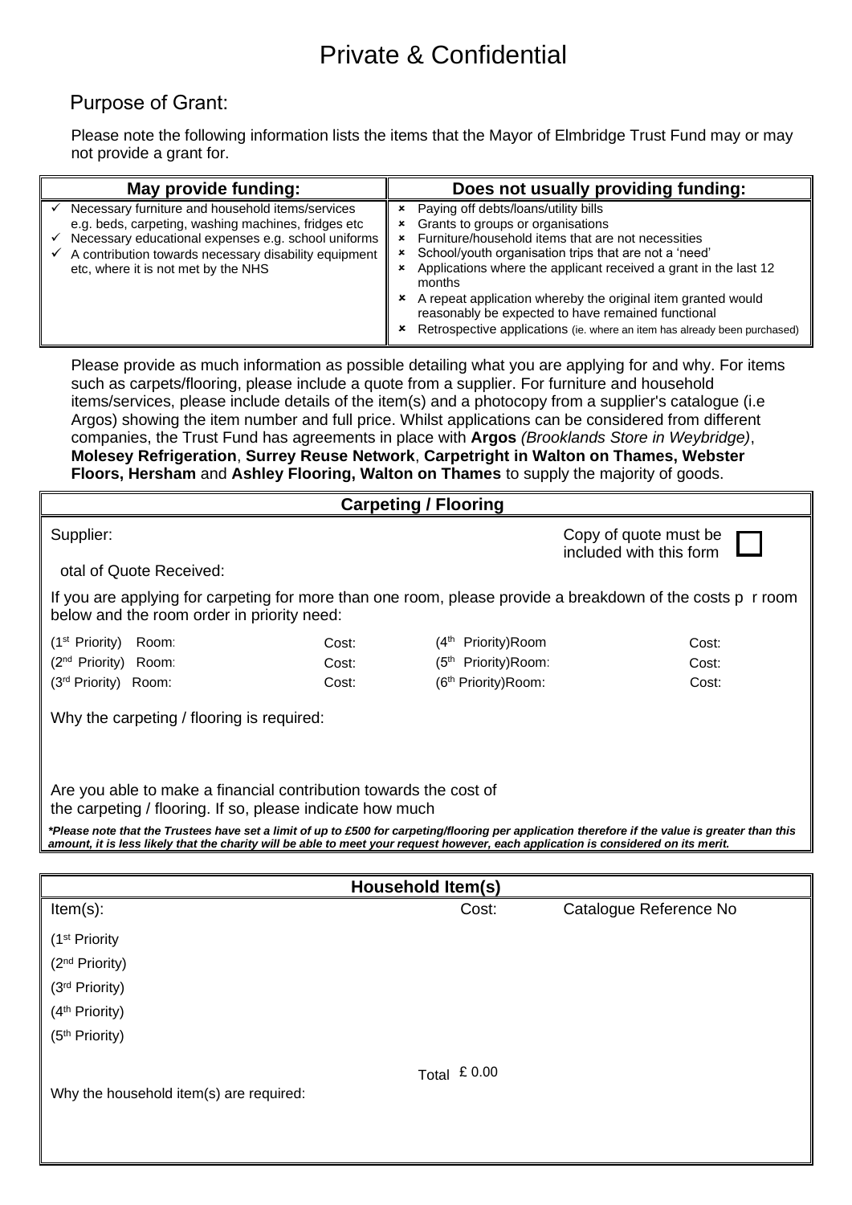# Private & Confidential

## Purpose of Grant:

Please note the following information lists the items that the Mayor of Elmbridge Trust Fund may or may not provide a grant for.

| May provide funding: | Does not usually providing funding: |
|---|---|
| ✓ Necessary furniture and household items/services e.g. beds, carpeting, washing machines, fridges etc<br>✓ Necessary educational expenses e.g. school uniforms<br>✓ A contribution towards necessary disability equipment etc, where it is not met by the NHS | ✗ Paying off debts/loans/utility bills<br>✗ Grants to groups or organisations<br>✗ Furniture/household items that are not necessities<br>✗ School/youth organisation trips that are not a 'need'<br>✗ Applications where the applicant received a grant in the last 12 months<br>✗ A repeat application whereby the original item granted would reasonably be expected to have remained functional<br>✗ Retrospective applications (ie. where an item has already been purchased) |

Please provide as much information as possible detailing what you are applying for and why. For items such as carpets/flooring, please include a quote from a supplier. For furniture and household items/services, please include details of the item(s) and a photocopy from a supplier's catalogue (i.e Argos) showing the item number and full price. Whilst applications can be considered from different companies, the Trust Fund has agreements in place with **Argos** *(Brooklands Store in Weybridge)*, **Molesey Refrigeration**, **Surrey Reuse Network**, **Carpetright in Walton on Thames, Webster Floors, Hersham** and **Ashley Flooring, Walton on Thames** to supply the majority of goods.

### Carpeting / Flooring

Supplier:

Copy of quote must be included with this form ☐

otal of Quote Received:

If you are applying for carpeting for more than one room, please provide a breakdown of the costs p r room below and the room order in priority need:

| | | | |
|---|---|---|---|
| (1st Priority) Room: | Cost: | (4th Priority)Room | Cost: |
| (2nd Priority) Room: | Cost: | (5th Priority)Room: | Cost: |
| (3rd Priority) Room: | Cost: | (6th Priority)Room: | Cost: |

Why the carpeting / flooring is required:

Are you able to make a financial contribution towards the cost of the carpeting / flooring. If so, please indicate how much

***Please note that the Trustees have set a limit of up to £500 for carpeting/flooring per application therefore if the value is greater than this amount, it is less likely that the charity will be able to meet your request however, each application is considered on its merit.***

### Household Item(s)

| Item(s): | Cost: | Catalogue Reference No |
|---|---|---|
| (1st Priority | | |
| (2nd Priority) | | |
| (3rd Priority) | | |
| (4th Priority) | | |
| (5th Priority) | | |
| | Total £ 0.00 | |

Why the household item(s) are required: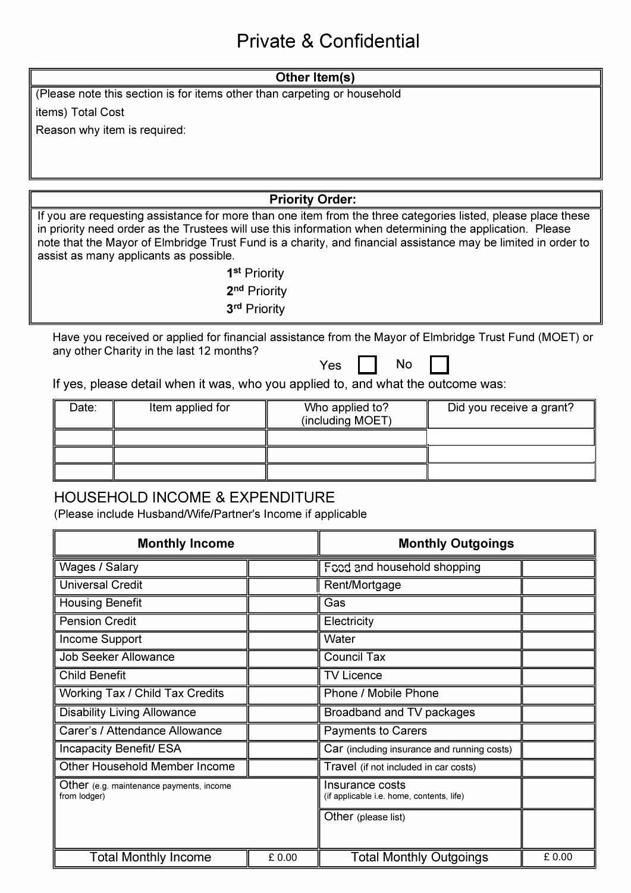# Private & Confidential

| Other Item(s) |
|---|
| (Please note this section is for items other than carpeting or household items) Total Cost<br>Reason why item is required: |

| Priority Order: |
|---|
| If you are requesting assistance for more than one item from the three categories listed, please place these in priority need order as the Trustees will use this information when determining the application. Please note that the Mayor of Elmbridge Trust Fund is a charity, and financial assistance may be limited in order to assist as many applicants as possible.<br>1st Priority<br>2nd Priority<br>3rd Priority |

Have you received or applied for financial assistance from the Mayor of Elmbridge Trust Fund (MOET) or any other Charity in the last 12 months?

Yes ☐ No ☐

If yes, please detail when it was, who you applied to, and what the outcome was:

| Date: | Item applied for | Who applied to? (including MOET) | Did you receive a grant? |
|---|---|---|---|
| | | | |
| | | | |
| | | | |

## HOUSEHOLD INCOME & EXPENDITURE

(Please include Husband/Wife/Partner's Income if applicable

| **Monthly Income** | | **Monthly Outgoings** | |
|---|---|---|---|
| Wages / Salary | | Food and household shopping | |
| Universal Credit | | Rent/Mortgage | |
| Housing Benefit | | Gas | |
| Pension Credit | | Electricity | |
| Income Support | | Water | |
| Job Seeker Allowance | | Council Tax | |
| Child Benefit | | TV Licence | |
| Working Tax / Child Tax Credits | | Phone / Mobile Phone | |
| Disability Living Allowance | | Broadband and TV packages | |
| Carer's / Attendance Allowance | | Payments to Carers | |
| Incapacity Benefit/ ESA | | Car (including insurance and running costs) | |
| Other Household Member Income | | Travel (if not included in car costs) | |
| Other (e.g. maintenance payments, income from lodger) | | Insurance costs (if applicable i.e. home, contents, life) | |
| | | Other (please list) | |
| Total Monthly Income | £ 0.00 | Total Monthly Outgoings | £ 0.00 |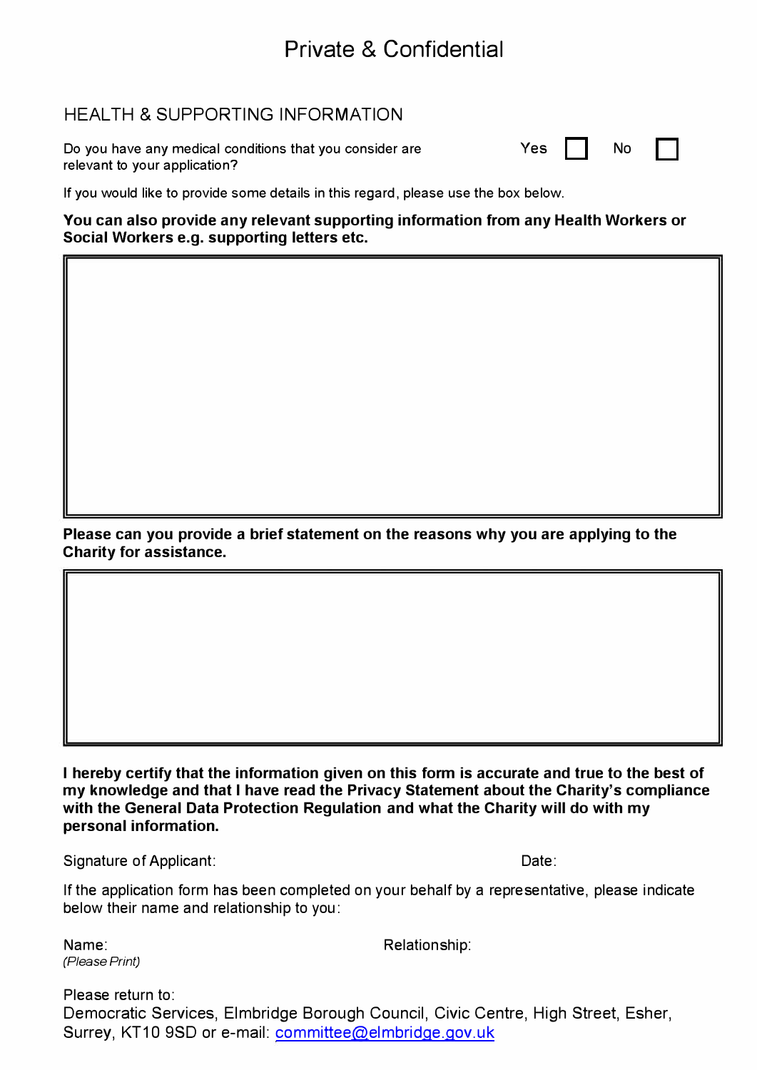Private & Confidential

## HEALTH & SUPPORTING INFORMATION

Do you have any medical conditions that you consider are relevant to your application? Yes ☐ No ☐

If you would like to provide some details in this regard, please use the box below.

**You can also provide any relevant supporting information from any Health Workers or Social Workers e.g. supporting letters etc.**

| |
|---|
| |

**Please can you provide a brief statement on the reasons why you are applying to the Charity for assistance.**

| |
|---|
| |

**I hereby certify that the information given on this form is accurate and true to the best of my knowledge and that I have read the Privacy Statement about the Charity's compliance with the General Data Protection Regulation and what the Charity will do with my personal information.**

Signature of Applicant: Date:

If the application form has been completed on your behalf by a representative, please indicate below their name and relationship to you:

Name: Relationship:
*(Please Print)*

Please return to:
Democratic Services, Elmbridge Borough Council, Civic Centre, High Street, Esher, Surrey, KT10 9SD or e-mail: committee@elmbridge.gov.uk